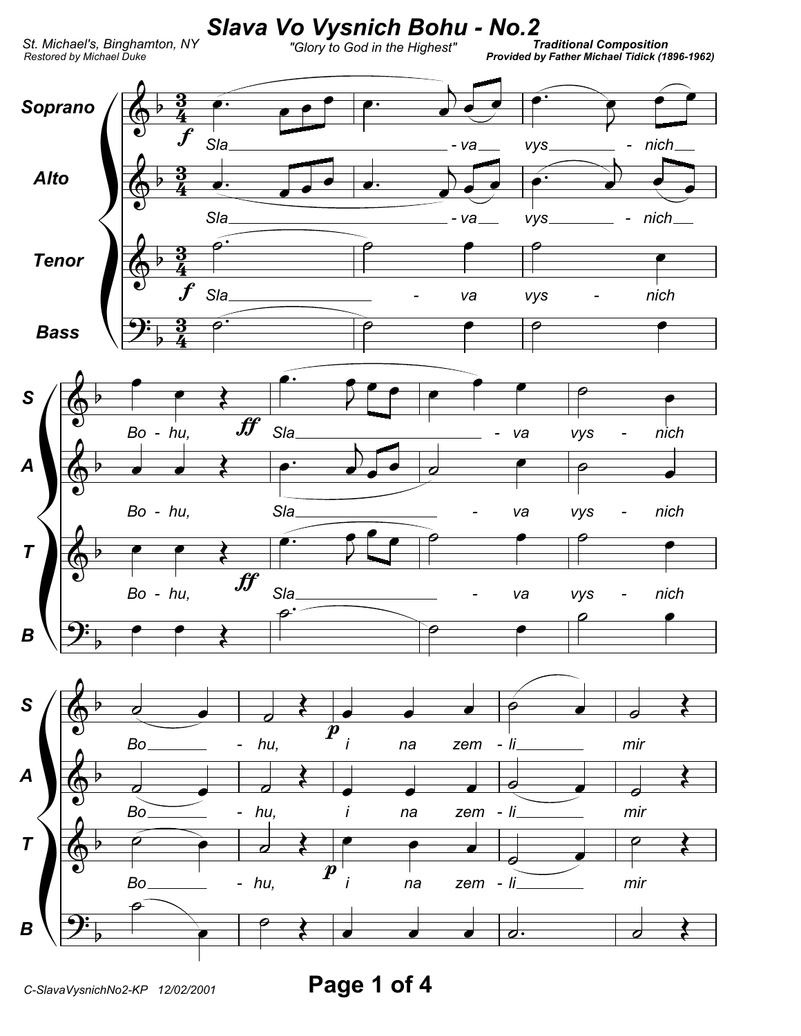# Slava Vo Vysnich Bohu - No.2

St. Michael's, Binghamton, NY
Restored by Michael Duke

"Glory to God in the Highest"

**Traditional Composition**
**Provided by Father Michael Tidick (1896-1962)**

Sla - va vys - nich Bo - hu, Sla - va vys - nich Bo - hu, i na zem - li mir

C-SlavaVysnichNo2-KP 12/02/2001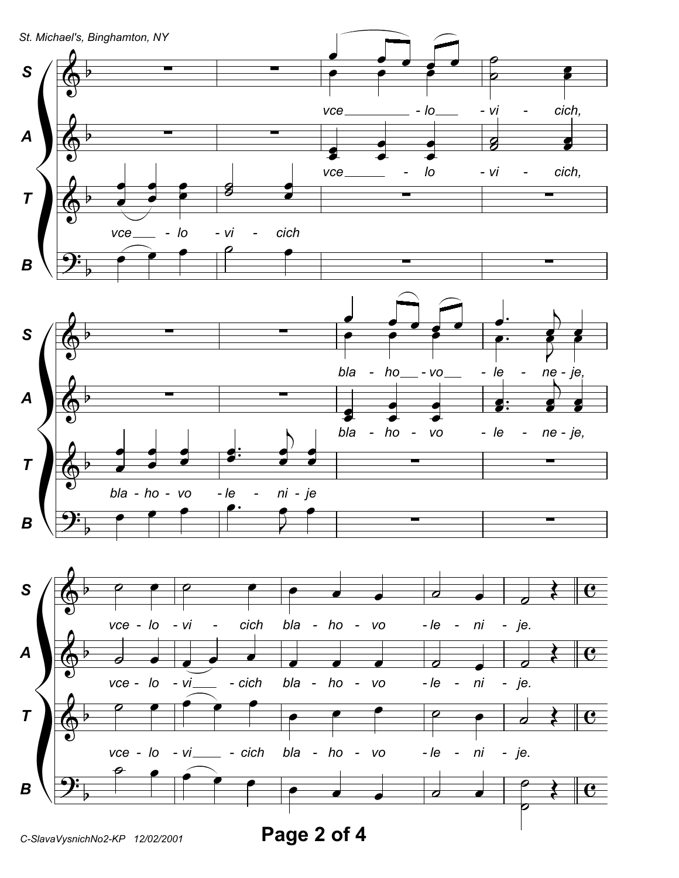St. Michael's, Binghamton, NY

S

A

T

B

vce - lo - vi - cich,

vce - lo - vi - cich,

vce - lo - vi - cich

bla - ho - vo - le - ne - je,

bla - ho - vo - le - ne - je,

bla - ho - vo - le - ni - je

vce - lo - vi - cich bla - ho - vo - le - ni - je.

vce - lo - vi - cich bla - ho - vo - le - ni - je.

vce - lo - vi - cich bla - ho - vo - le - ni - je.

C-SlavaVysnichNo2-KP 12/02/2001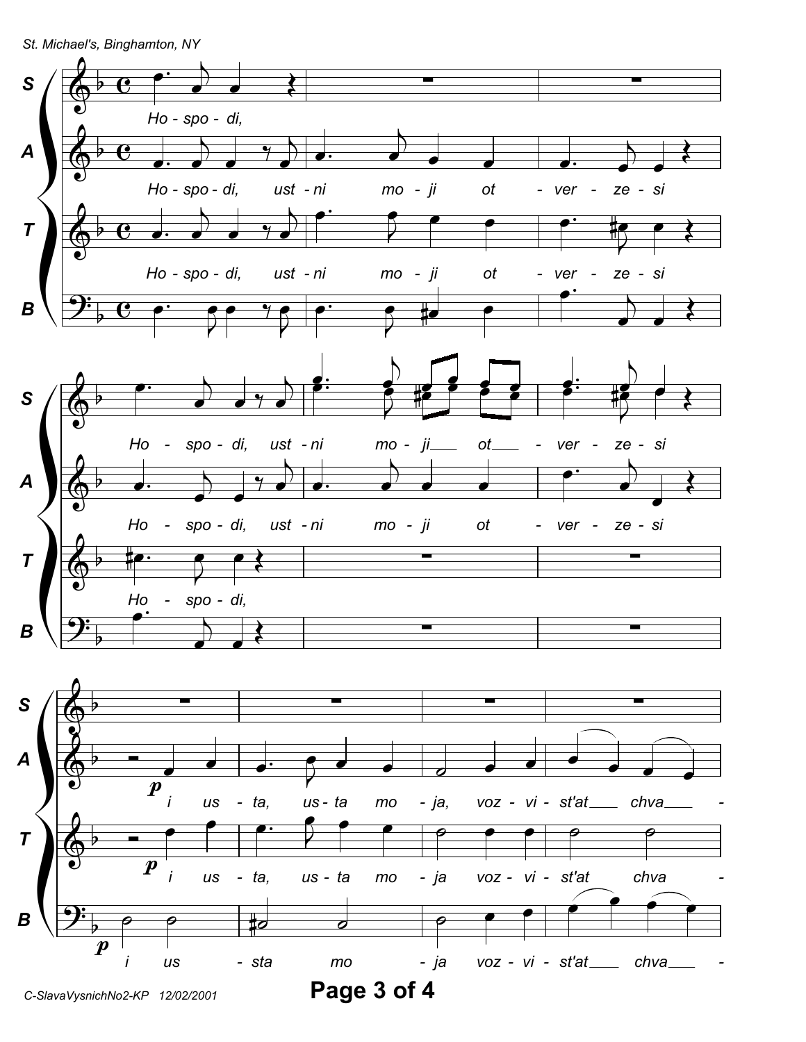**S** Ho - spo - di,

**A** Ho - spo - di, ust - ni mo - ji ot - ver - ze - si

**T** Ho - spo - di, ust - ni mo - ji ot - ver - ze - si

**B** Ho - spo - di, ust - ni mo - ji ot - ver - ze - si

**S** Ho - spo - di, ust - ni mo - ji ot - ver - ze - si

**A** Ho - spo - di, ust - ni mo - ji ot - ver - ze - si

**T** Ho - spo - di,

**B** Ho - spo - di,

**A** *p* i us - ta, us - ta mo - ja, voz - vi - st'at chva -

**T** *p* i us - ta, us - ta mo - ja voz - vi - st'at chva -

**B** *p* i us - sta mo - ja voz - vi - st'at chva -